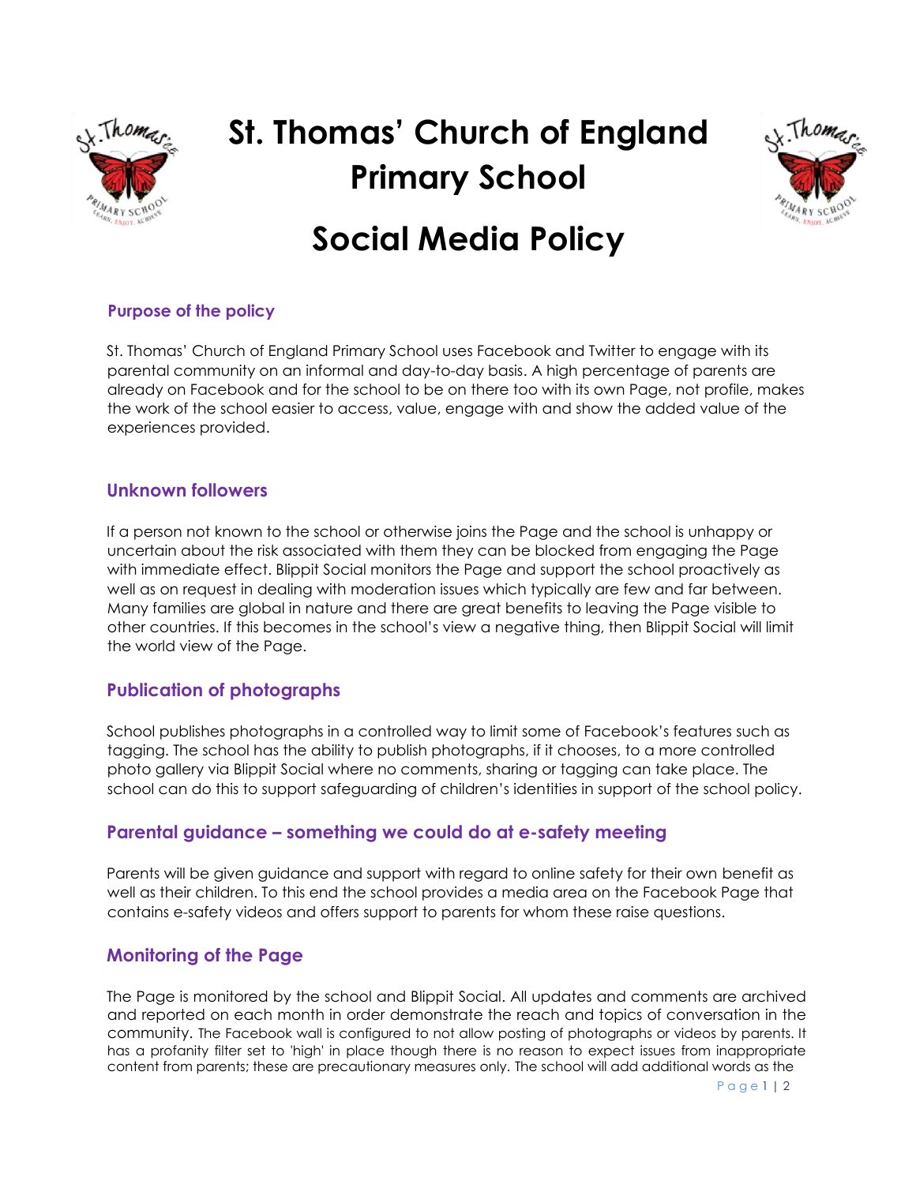# St. Thomas' Church of England Primary School

# Social Media Policy

## Purpose of the policy

St. Thomas' Church of England Primary School uses Facebook and Twitter to engage with its parental community on an informal and day-to-day basis. A high percentage of parents are already on Facebook and for the school to be on there too with its own Page, not profile, makes the work of the school easier to access, value, engage with and show the added value of the experiences provided.

## Unknown followers

If a person not known to the school or otherwise joins the Page and the school is unhappy or uncertain about the risk associated with them they can be blocked from engaging the Page with immediate effect. Blippit Social monitors the Page and support the school proactively as well as on request in dealing with moderation issues which typically are few and far between. Many families are global in nature and there are great benefits to leaving the Page visible to other countries. If this becomes in the school's view a negative thing, then Blippit Social will limit the world view of the Page.

## Publication of photographs

School publishes photographs in a controlled way to limit some of Facebook's features such as tagging. The school has the ability to publish photographs, if it chooses, to a more controlled photo gallery via Blippit Social where no comments, sharing or tagging can take place. The school can do this to support safeguarding of children's identities in support of the school policy.

## Parental guidance – something we could do at e-safety meeting

Parents will be given guidance and support with regard to online safety for their own benefit as well as their children. To this end the school provides a media area on the Facebook Page that contains e-safety videos and offers support to parents for whom these raise questions.

## Monitoring of the Page

The Page is monitored by the school and Blippit Social. All updates and comments are archived and reported on each month in order demonstrate the reach and topics of conversation in the community. The Facebook wall is configured to not allow posting of photographs or videos by parents. It has a profanity filter set to 'high' in place though there is no reason to expect issues from inappropriate content from parents; these are precautionary measures only. The school will add additional words as the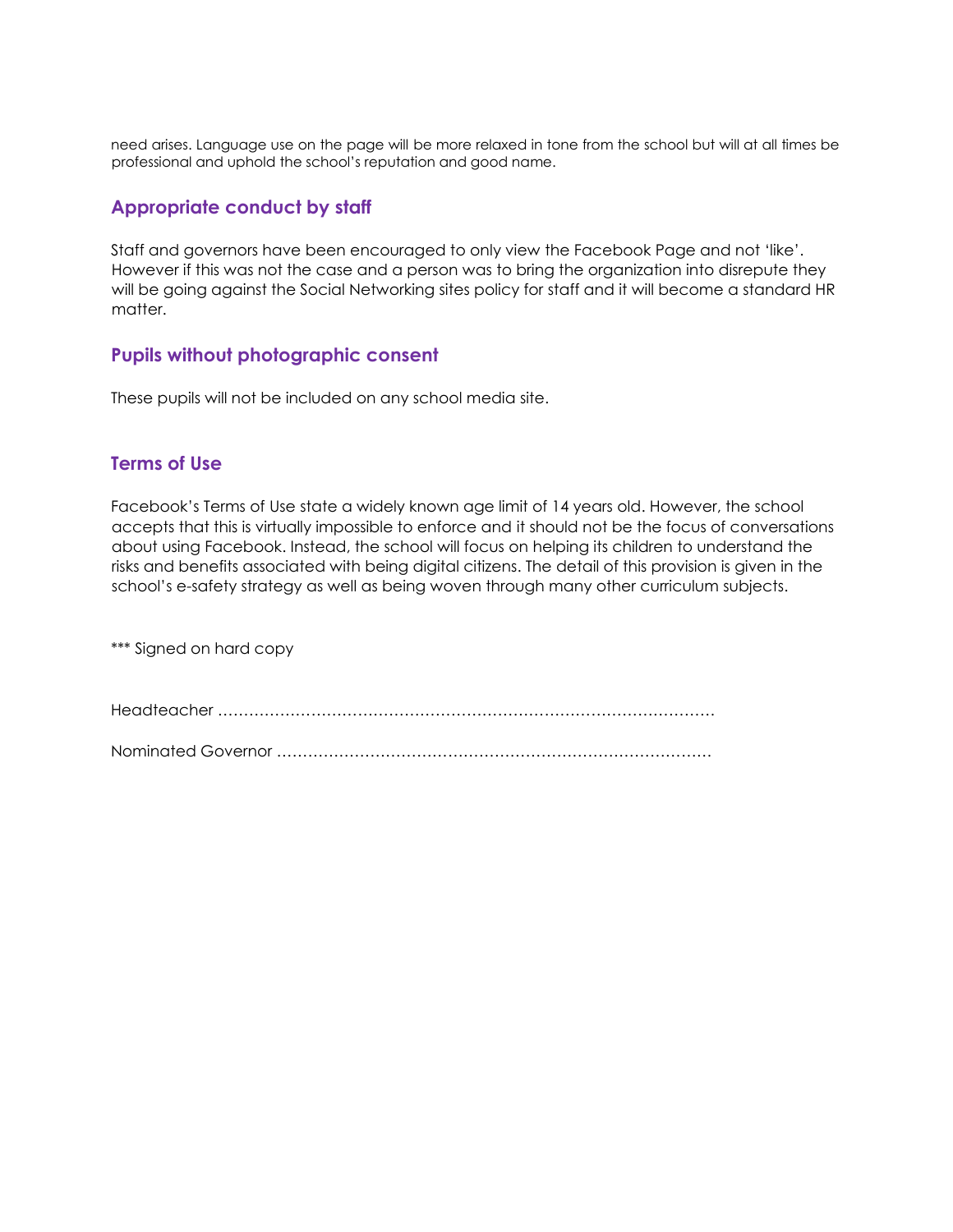need arises. Language use on the page will be more relaxed in tone from the school but will at all times be professional and uphold the school's reputation and good name.

## Appropriate conduct by staff

Staff and governors have been encouraged to only view the Facebook Page and not 'like'. However if this was not the case and a person was to bring the organization into disrepute they will be going against the Social Networking sites policy for staff and it will become a standard HR matter.

## Pupils without photographic consent

These pupils will not be included on any school media site.

## Terms of Use

Facebook's Terms of Use state a widely known age limit of 14 years old. However, the school accepts that this is virtually impossible to enforce and it should not be the focus of conversations about using Facebook. Instead, the school will focus on helping its children to understand the risks and benefits associated with being digital citizens. The detail of this provision is given in the school's e-safety strategy as well as being woven through many other curriculum subjects.

*** Signed on hard copy

Headteacher ……………………………………………………………………………………

Nominated Governor …………………………………………………………………………